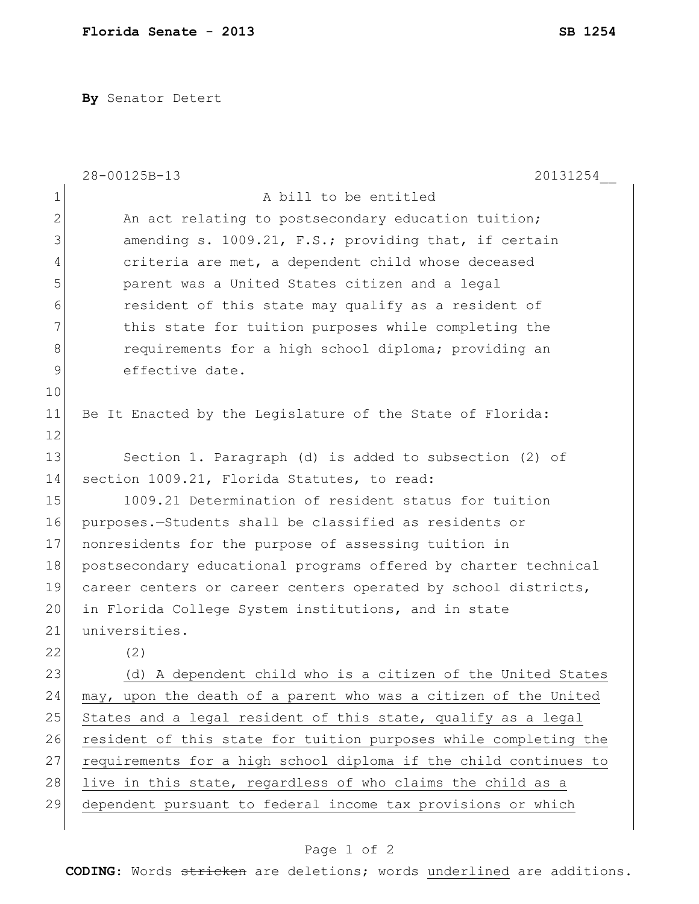**Florida Senate - 2013** **SB 1254**

**By** Senator Detert

28-00125B-13 20131254__

A bill to be entitled

An act relating to postsecondary education tuition; amending s. 1009.21, F.S.; providing that, if certain criteria are met, a dependent child whose deceased parent was a United States citizen and a legal resident of this state may qualify as a resident of this state for tuition purposes while completing the requirements for a high school diploma; providing an effective date.

Be It Enacted by the Legislature of the State of Florida:

Section 1. Paragraph (d) is added to subsection (2) of section 1009.21, Florida Statutes, to read:

1009.21 Determination of resident status for tuition purposes.—Students shall be classified as residents or nonresidents for the purpose of assessing tuition in postsecondary educational programs offered by charter technical career centers or career centers operated by school districts, in Florida College System institutions, and in state universities.

(2)

<u>(d) A dependent child who is a citizen of the United States may, upon the death of a parent who was a citizen of the United States and a legal resident of this state, qualify as a legal resident of this state for tuition purposes while completing the requirements for a high school diploma if the child continues to live in this state, regardless of who claims the child as a dependent pursuant to federal income tax provisions or which</u>

**CODING:** Words ~~stricken~~ are deletions; words <u>underlined</u> are additions.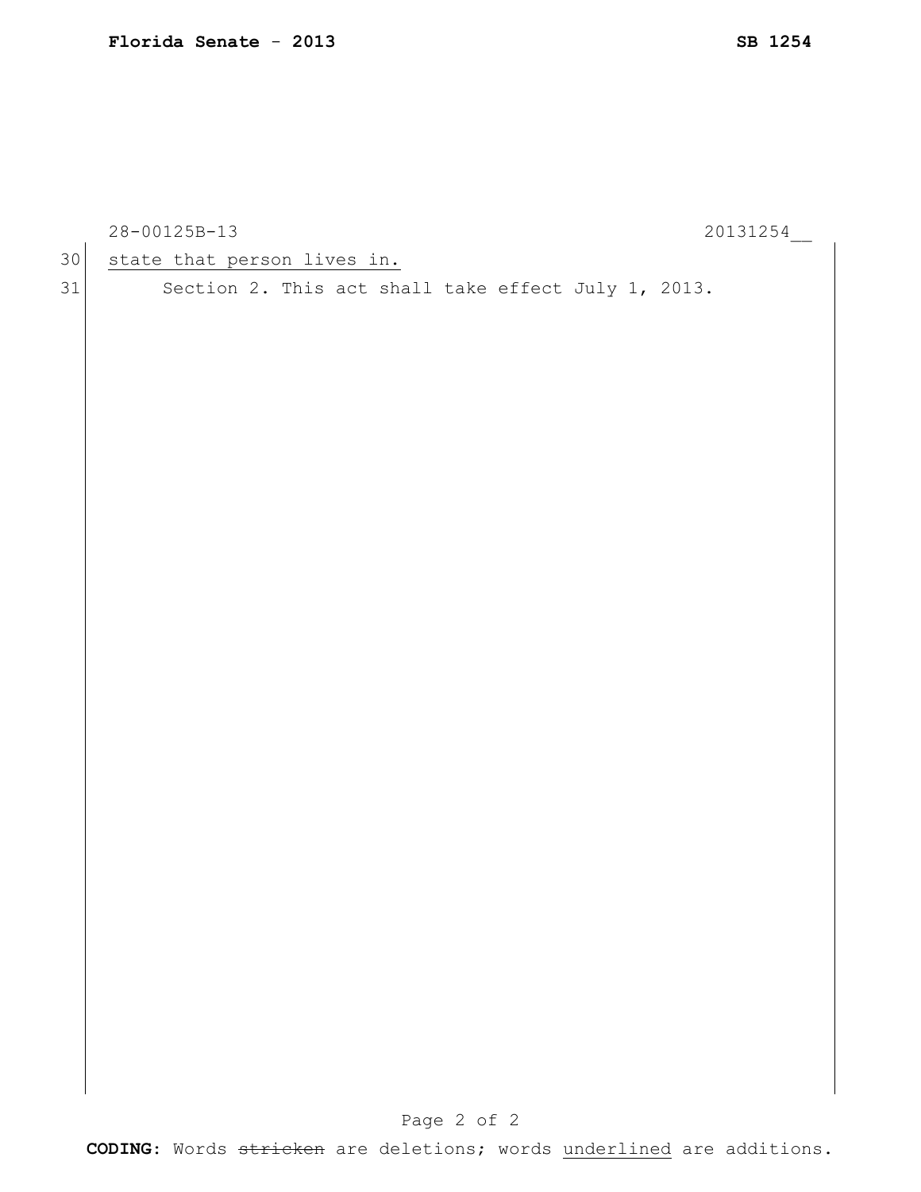28-00125B-13 20131254__

30 state that person lives in.

31 Section 2. This act shall take effect July 1, 2013.

**CODING:** Words stricken are deletions; words underlined are additions.